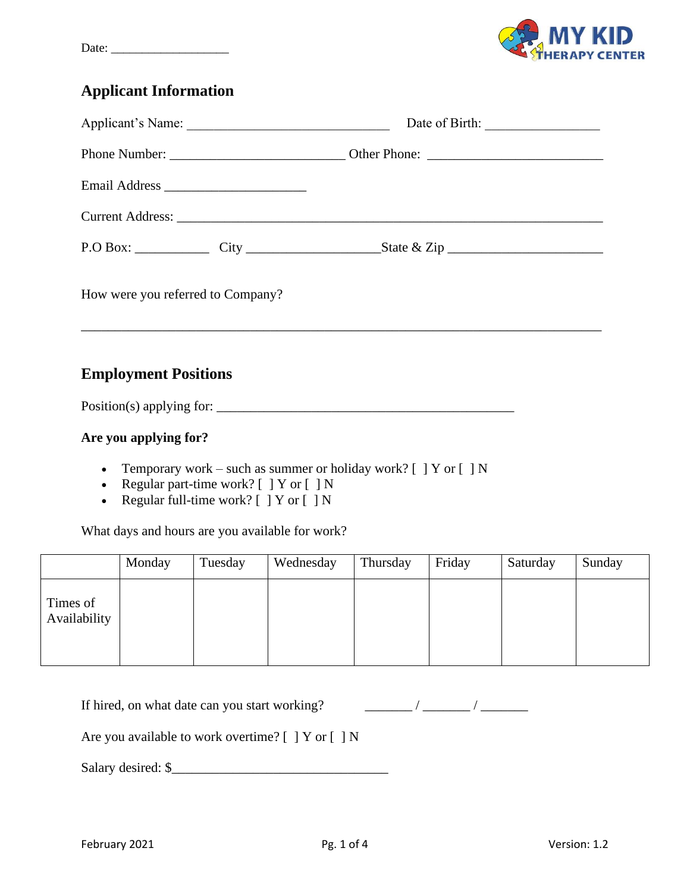Date: ___________________

MY KID THERAPY CENTER

## Applicant Information

Applicant's Name: ______________________________ Date of Birth: _________________

Phone Number: __________________________ Other Phone: __________________________

Email Address _____________________

Current Address: _______________________________________________________________

P.O Box: ___________ City ____________________State & Zip _______________________

How were you referred to Company?

_____________________________________________________________________________

## Employment Positions

Position(s) applying for: _____________________________________________

**Are you applying for?**

- Temporary work – such as summer or holiday work? [ ] Y or [ ] N
- Regular part-time work? [ ] Y or [ ] N
- Regular full-time work? [ ] Y or [ ] N

What days and hours are you available for work?

| | Monday | Tuesday | Wednesday | Thursday | Friday | Saturday | Sunday |
|---|---|---|---|---|---|---|---|
| Times of Availability | | | | | | | |

If hired, on what date can you start working? _______ / _______ / _______

Are you available to work overtime? [ ] Y or [ ] N

Salary desired: $________________________________

February 2021 Version: 1.2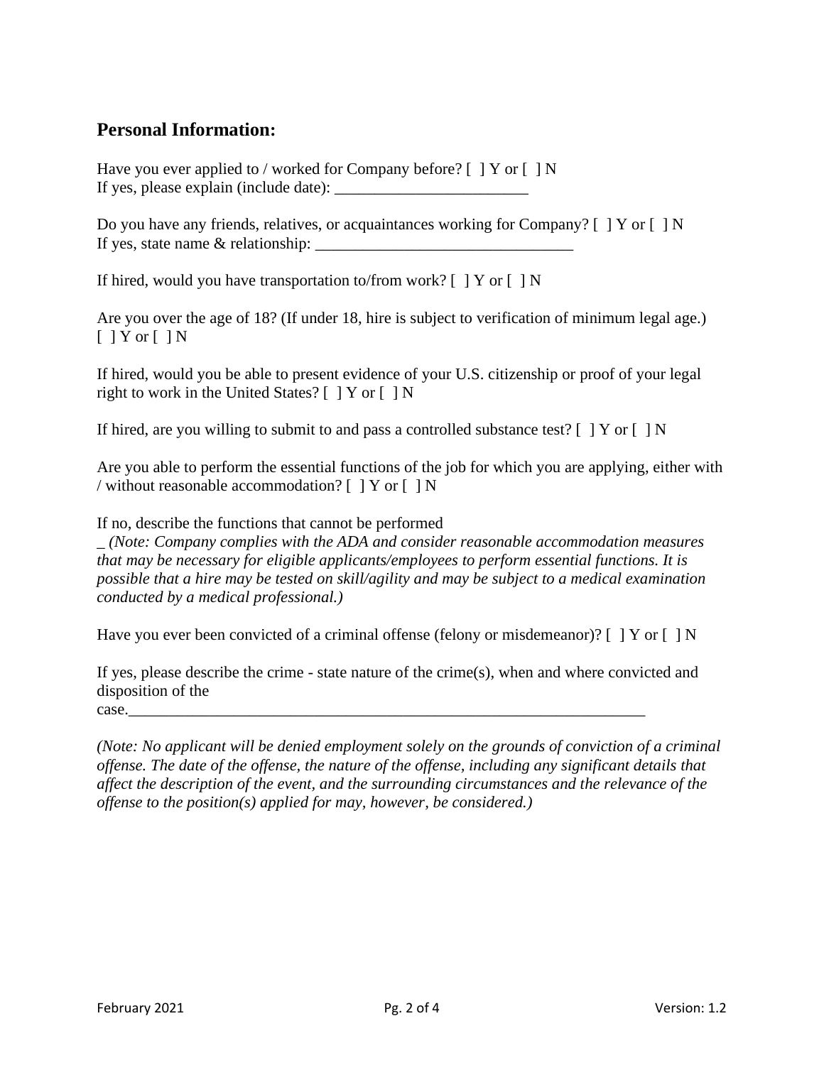## Personal Information:

Have you ever applied to / worked for Company before? [ ] Y or [ ] N
If yes, please explain (include date): ________________________

Do you have any friends, relatives, or acquaintances working for Company? [ ] Y or [ ] N
If yes, state name & relationship: ________________________________

If hired, would you have transportation to/from work? [ ] Y or [ ] N

Are you over the age of 18? (If under 18, hire is subject to verification of minimum legal age.)
[ ] Y or [ ] N

If hired, would you be able to present evidence of your U.S. citizenship or proof of your legal right to work in the United States? [ ] Y or [ ] N

If hired, are you willing to submit to and pass a controlled substance test? [ ] Y or [ ] N

Are you able to perform the essential functions of the job for which you are applying, either with / without reasonable accommodation? [ ] Y or [ ] N

If no, describe the functions that cannot be performed
_ *(Note: Company complies with the ADA and consider reasonable accommodation measures that may be necessary for eligible applicants/employees to perform essential functions. It is possible that a hire may be tested on skill/agility and may be subject to a medical examination conducted by a medical professional.)*

Have you ever been convicted of a criminal offense (felony or misdemeanor)? [ ] Y or [ ] N

If yes, please describe the crime - state nature of the crime(s), when and where convicted and disposition of the
case.___________________________________________________________________

*(Note: No applicant will be denied employment solely on the grounds of conviction of a criminal offense. The date of the offense, the nature of the offense, including any significant details that affect the description of the event, and the surrounding circumstances and the relevance of the offense to the position(s) applied for may, however, be considered.)*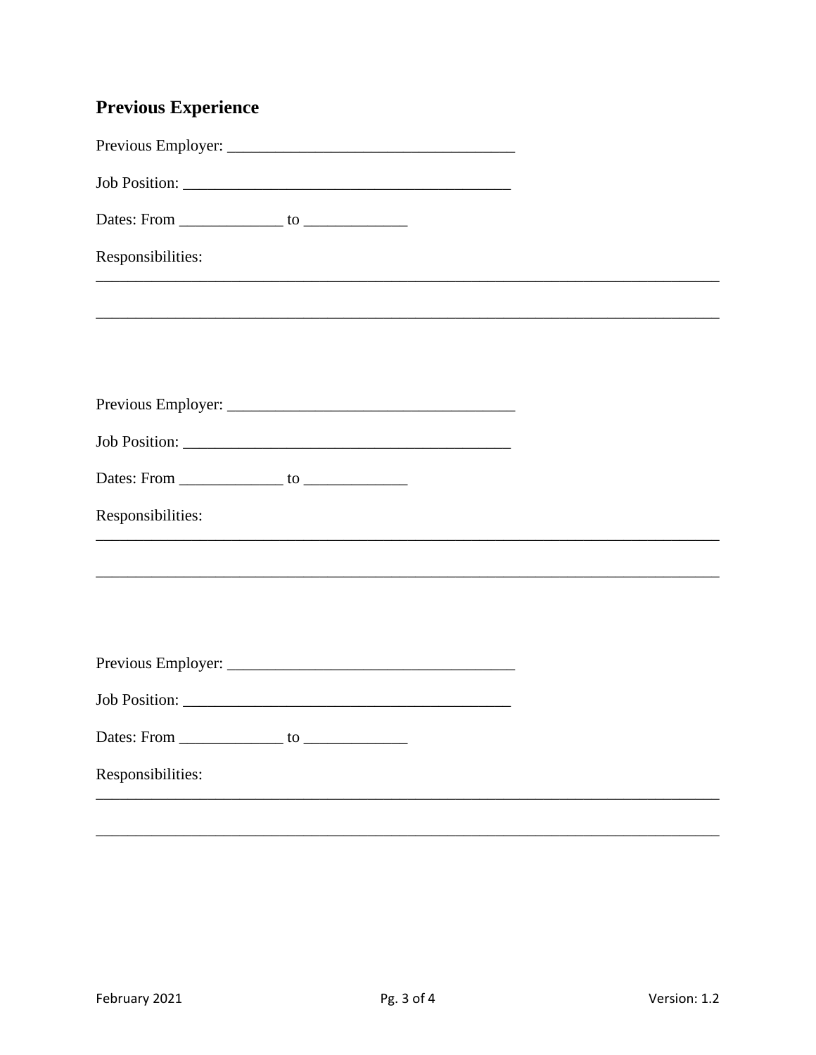## Previous Experience

Previous Employer: ____________________________________

Job Position: _________________________________________

Dates: From ____________ to ____________

Responsibilities:
________________________________________________________________________________

________________________________________________________________________________

Previous Employer: ____________________________________

Job Position: _________________________________________

Dates: From ____________ to ____________

Responsibilities:
________________________________________________________________________________

________________________________________________________________________________

Previous Employer: ____________________________________

Job Position: _________________________________________

Dates: From ____________ to ____________

Responsibilities:
________________________________________________________________________________

________________________________________________________________________________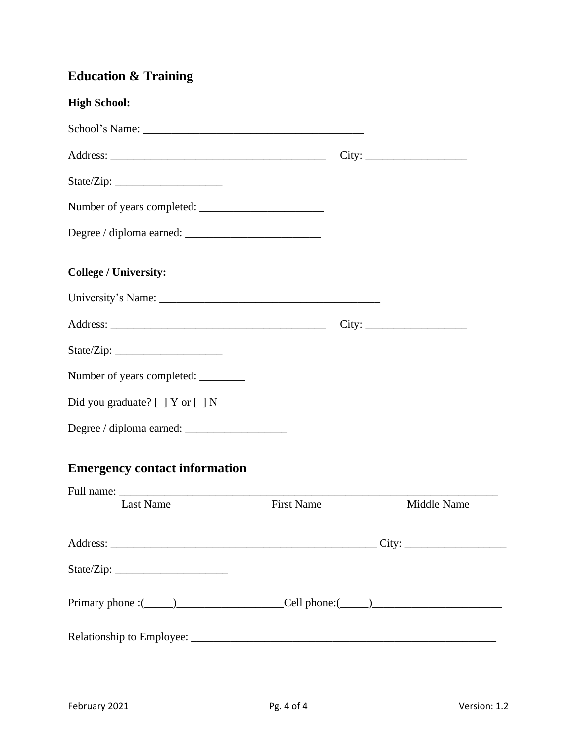## Education & Training

**High School:**

School's Name: ________________________________________

Address: _______________________________________ City: __________________

State/Zip: ___________________

Number of years completed: ______________________

Degree / diploma earned: ________________________

**College / University:**

University's Name: _______________________________________

Address: _______________________________________ City: __________________

State/Zip: ___________________

Number of years completed: ________

Did you graduate? [ ] Y or [ ] N

Degree / diploma earned: __________________

## Emergency contact information

Full name: ______________________________________________________________________

Last Name First Name Middle Name

Address: ________________________________________________ City: __________________

State/Zip: ____________________

Primary phone :(_____)___________________Cell phone:(_____)_______________________

Relationship to Employee: _______________________________________________________

February 2021 Version: 1.2